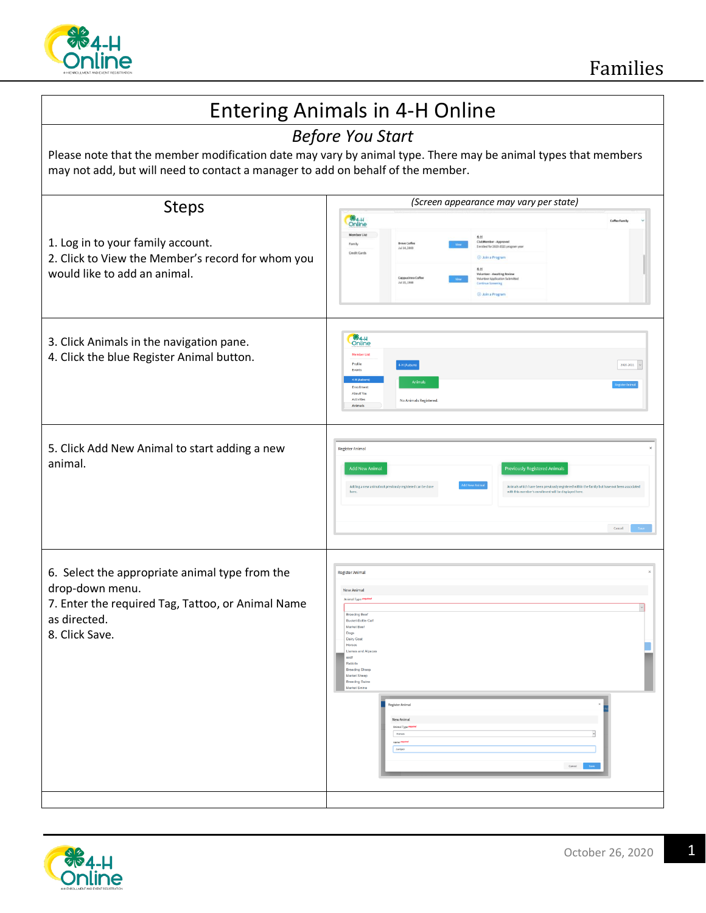# Entering Animals in 4-H Online

## *Before You Start*

Please note that the member modification date may vary by animal type. There may be animal types that members may not add, but will need to contact a manager to add on behalf of the member.

| Steps | *(Screen appearance may vary per state)* |
|---|---|
| 1. Log in to your family account.<br>2. Click to View the Member's record for whom you would like to add an animal. | |
| 3. Click Animals in the navigation pane.<br>4. Click the blue Register Animal button. | |
| 5. Click Add New Animal to start adding a new animal. | |
| 6. Select the appropriate animal type from the drop-down menu.<br>7. Enter the required Tag, Tattoo, or Animal Name as directed.<br>8. Click Save. | |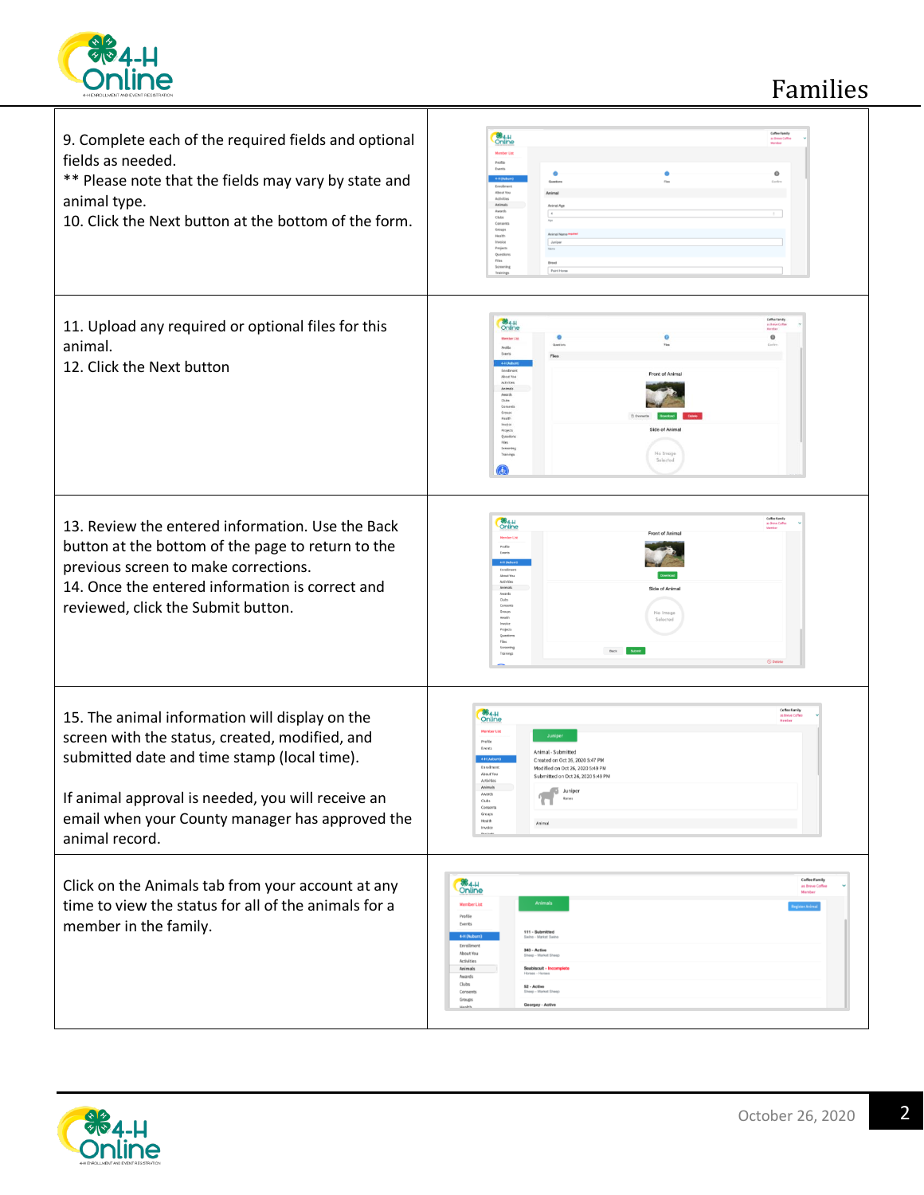| | |
|---|---|
| 9. Complete each of the required fields and optional fields as needed.<br>** Please note that the fields may vary by state and animal type.<br>10. Click the Next button at the bottom of the form. | |
| 11. Upload any required or optional files for this animal.<br>12. Click the Next button | |
| 13. Review the entered information. Use the Back button at the bottom of the page to return to the previous screen to make corrections.<br>14. Once the entered information is correct and reviewed, click the Submit button. | |
| 15. The animal information will display on the screen with the status, created, modified, and submitted date and time stamp (local time).<br><br>If animal approval is needed, you will receive an email when your County manager has approved the animal record. | |
| Click on the Animals tab from your account at any time to view the status for all of the animals for a member in the family. | |